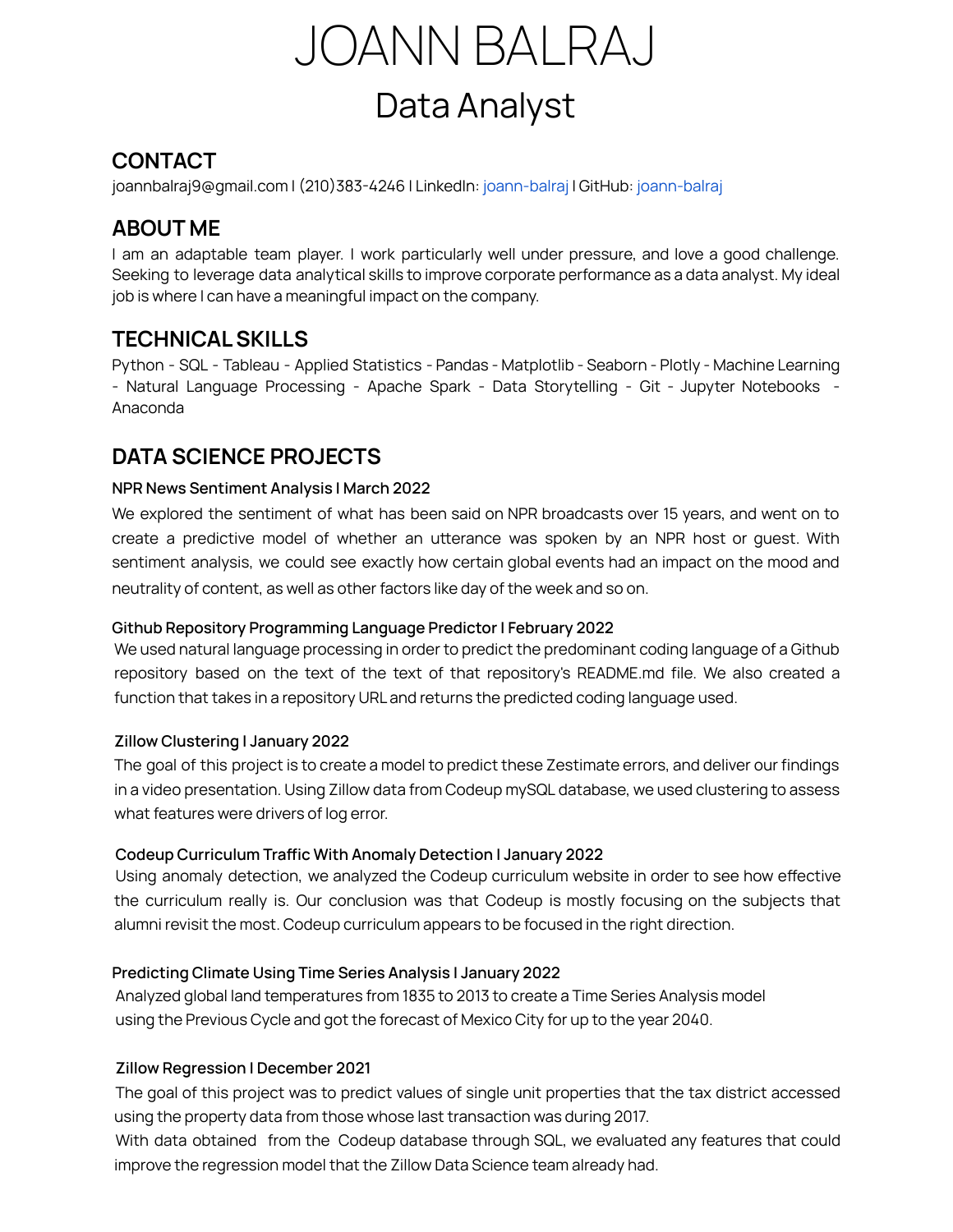# JOANN BALRAJ

## Data Analyst

## CONTACT

joannbalraj9@gmail.com I (210)383-4246 I LinkedIn: joann-balraj I GitHub: joann-balraj

## ABOUT ME

I am an adaptable team player. I work particularly well under pressure, and love a good challenge. Seeking to leverage data analytical skills to improve corporate performance as a data analyst. My ideal job is where I can have a meaningful impact on the company.

## TECHNICAL SKILLS

Python - SQL - Tableau - Applied Statistics - Pandas - Matplotlib - Seaborn - Plotly - Machine Learning - Natural Language Processing - Apache Spark - Data Storytelling - Git - Jupyter Notebooks - Anaconda

## DATA SCIENCE PROJECTS

**NPR News Sentiment Analysis I March 2022**

We explored the sentiment of what has been said on NPR broadcasts over 15 years, and went on to create a predictive model of whether an utterance was spoken by an NPR host or guest. With sentiment analysis, we could see exactly how certain global events had an impact on the mood and neutrality of content, as well as other factors like day of the week and so on.

**Github Repository Programming Language Predictor I February 2022**

We used natural language processing in order to predict the predominant coding language of a Github repository based on the text of the text of that repository's README.md file. We also created a function that takes in a repository URL and returns the predicted coding language used.

**Zillow Clustering I January 2022**

The goal of this project is to create a model to predict these Zestimate errors, and deliver our findings in a video presentation. Using Zillow data from Codeup mySQL database, we used clustering to assess what features were drivers of log error.

**Codeup Curriculum Traffic With Anomaly Detection I January 2022**

Using anomaly detection, we analyzed the Codeup curriculum website in order to see how effective the curriculum really is. Our conclusion was that Codeup is mostly focusing on the subjects that alumni revisit the most. Codeup curriculum appears to be focused in the right direction.

**Predicting Climate Using Time Series Analysis I January 2022**

Analyzed global land temperatures from 1835 to 2013 to create a Time Series Analysis model using the Previous Cycle and got the forecast of Mexico City for up to the year 2040.

**Zillow Regression I December 2021**

The goal of this project was to predict values of single unit properties that the tax district accessed using the property data from those whose last transaction was during 2017.
With data obtained from the Codeup database through SQL, we evaluated any features that could improve the regression model that the Zillow Data Science team already had.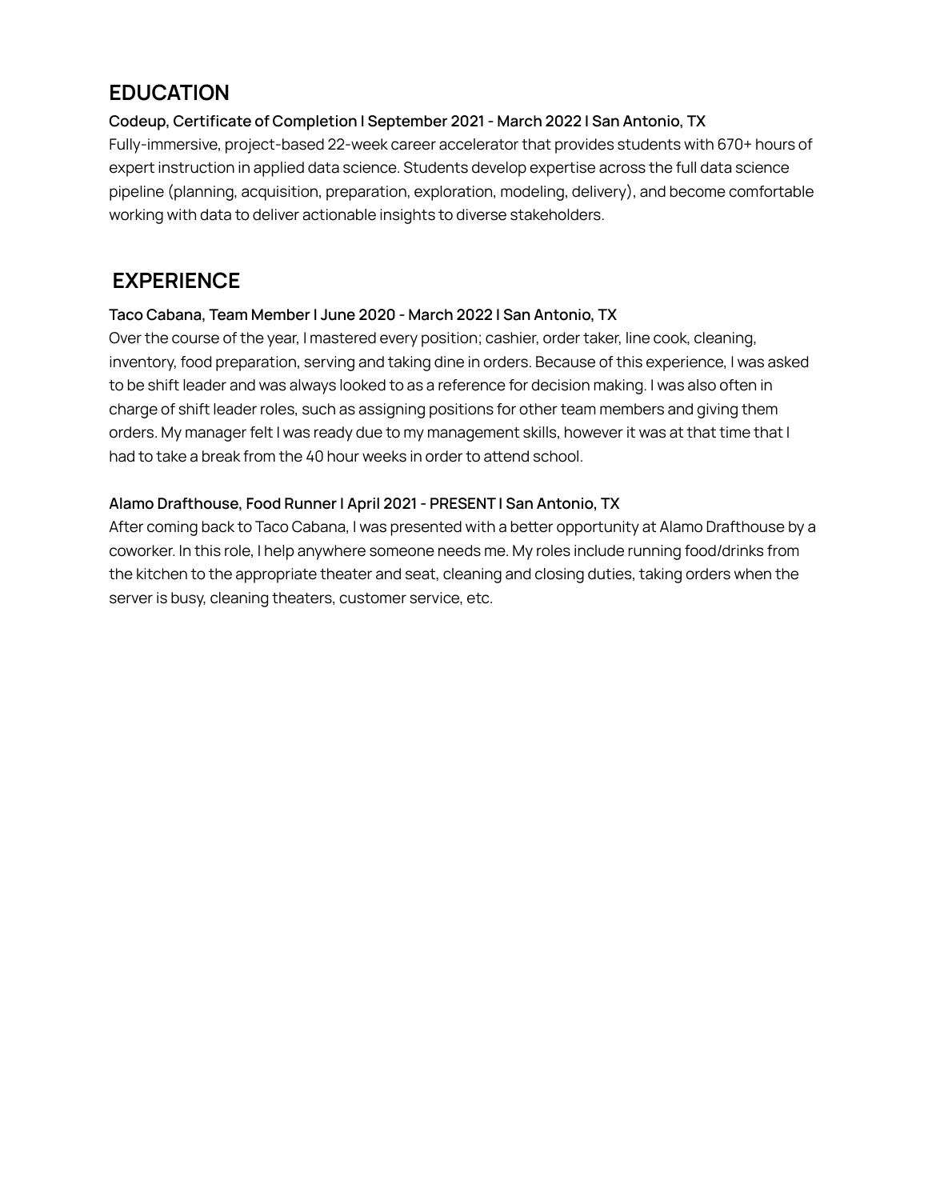## EDUCATION

**Codeup, Certificate of Completion I September 2021 - March 2022 I San Antonio, TX**

Fully-immersive, project-based 22-week career accelerator that provides students with 670+ hours of expert instruction in applied data science. Students develop expertise across the full data science pipeline (planning, acquisition, preparation, exploration, modeling, delivery), and become comfortable working with data to deliver actionable insights to diverse stakeholders.

## EXPERIENCE

**Taco Cabana, Team Member I June 2020 - March 2022 I San Antonio, TX**

Over the course of the year, I mastered every position; cashier, order taker, line cook, cleaning, inventory, food preparation, serving and taking dine in orders. Because of this experience, I was asked to be shift leader and was always looked to as a reference for decision making. I was also often in charge of shift leader roles, such as assigning positions for other team members and giving them orders. My manager felt I was ready due to my management skills, however it was at that time that I had to take a break from the 40 hour weeks in order to attend school.

**Alamo Drafthouse, Food Runner I April 2021 - PRESENT I San Antonio, TX**

After coming back to Taco Cabana, I was presented with a better opportunity at Alamo Drafthouse by a coworker. In this role, I help anywhere someone needs me. My roles include running food/drinks from the kitchen to the appropriate theater and seat, cleaning and closing duties, taking orders when the server is busy, cleaning theaters, customer service, etc.